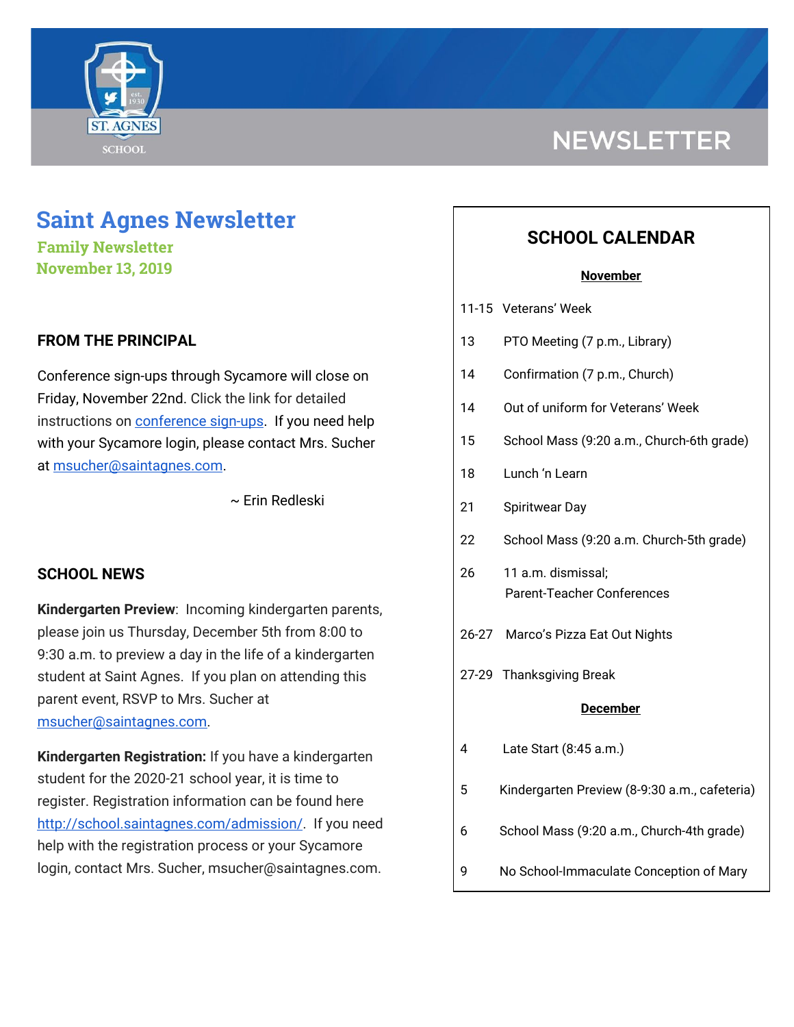# NEWSLETTER

# Saint Agnes Newsletter

**Family Newsletter**
**November 13, 2019**

## FROM THE PRINCIPAL

Conference sign-ups through Sycamore will close on Friday, November 22nd. Click the link for detailed instructions on conference sign-ups. If you need help with your Sycamore login, please contact Mrs. Sucher at msucher@saintagnes.com.

~ Erin Redleski

## SCHOOL NEWS

**Kindergarten Preview**: Incoming kindergarten parents, please join us Thursday, December 5th from 8:00 to 9:30 a.m. to preview a day in the life of a kindergarten student at Saint Agnes. If you plan on attending this parent event, RSVP to Mrs. Sucher at msucher@saintagnes.com.

**Kindergarten Registration:** If you have a kindergarten student for the 2020-21 school year, it is time to register. Registration information can be found here http://school.saintagnes.com/admission/. If you need help with the registration process or your Sycamore login, contact Mrs. Sucher, msucher@saintagnes.com.

## SCHOOL CALENDAR

**November**

| Date | Event |
|---|---|
| 11-15 | Veterans' Week |
| 13 | PTO Meeting (7 p.m., Library) |
| 14 | Confirmation (7 p.m., Church) |
| 14 | Out of uniform for Veterans' Week |
| 15 | School Mass (9:20 a.m., Church-6th grade) |
| 18 | Lunch 'n Learn |
| 21 | Spiritwear Day |
| 22 | School Mass (9:20 a.m. Church-5th grade) |
| 26 | 11 a.m. dismissal; Parent-Teacher Conferences |
| 26-27 | Marco's Pizza Eat Out Nights |
| 27-29 | Thanksgiving Break |

**December**

| Date | Event |
|---|---|
| 4 | Late Start (8:45 a.m.) |
| 5 | Kindergarten Preview (8-9:30 a.m., cafeteria) |
| 6 | School Mass (9:20 a.m., Church-4th grade) |
| 9 | No School-Immaculate Conception of Mary |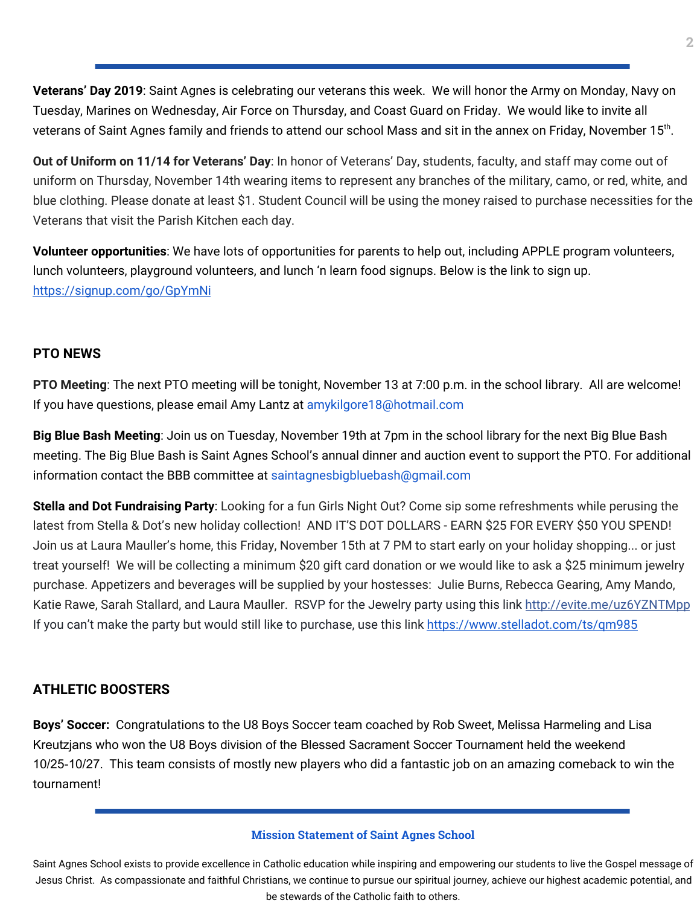**Veterans' Day 2019**: Saint Agnes is celebrating our veterans this week. We will honor the Army on Monday, Navy on Tuesday, Marines on Wednesday, Air Force on Thursday, and Coast Guard on Friday. We would like to invite all veterans of Saint Agnes family and friends to attend our school Mass and sit in the annex on Friday, November 15th.

**Out of Uniform on 11/14 for Veterans' Day**: In honor of Veterans' Day, students, faculty, and staff may come out of uniform on Thursday, November 14th wearing items to represent any branches of the military, camo, or red, white, and blue clothing. Please donate at least $1. Student Council will be using the money raised to purchase necessities for the Veterans that visit the Parish Kitchen each day.

**Volunteer opportunities**: We have lots of opportunities for parents to help out, including APPLE program volunteers, lunch volunteers, playground volunteers, and lunch 'n learn food signups. Below is the link to sign up. https://signup.com/go/GpYmNi

## PTO NEWS

**PTO Meeting**: The next PTO meeting will be tonight, November 13 at 7:00 p.m. in the school library. All are welcome! If you have questions, please email Amy Lantz at amykilgore18@hotmail.com

**Big Blue Bash Meeting**: Join us on Tuesday, November 19th at 7pm in the school library for the next Big Blue Bash meeting. The Big Blue Bash is Saint Agnes School's annual dinner and auction event to support the PTO. For additional information contact the BBB committee at saintagnesbigbluebash@gmail.com

**Stella and Dot Fundraising Party**: Looking for a fun Girls Night Out? Come sip some refreshments while perusing the latest from Stella & Dot's new holiday collection! AND IT'S DOT DOLLARS - EARN $25 FOR EVERY $50 YOU SPEND! Join us at Laura Mauller's home, this Friday, November 15th at 7 PM to start early on your holiday shopping... or just treat yourself! We will be collecting a minimum $20 gift card donation or we would like to ask a $25 minimum jewelry purchase. Appetizers and beverages will be supplied by your hostesses: Julie Burns, Rebecca Gearing, Amy Mando, Katie Rawe, Sarah Stallard, and Laura Mauller. RSVP for the Jewelry party using this link http://evite.me/uz6YZNTMpp If you can't make the party but would still like to purchase, use this link https://www.stelladot.com/ts/qm985

## ATHLETIC BOOSTERS

**Boys' Soccer:** Congratulations to the U8 Boys Soccer team coached by Rob Sweet, Melissa Harmeling and Lisa Kreutzjans who won the U8 Boys division of the Blessed Sacrament Soccer Tournament held the weekend 10/25-10/27. This team consists of mostly new players who did a fantastic job on an amazing comeback to win the tournament!

**Mission Statement of Saint Agnes School**

Saint Agnes School exists to provide excellence in Catholic education while inspiring and empowering our students to live the Gospel message of Jesus Christ. As compassionate and faithful Christians, we continue to pursue our spiritual journey, achieve our highest academic potential, and be stewards of the Catholic faith to others.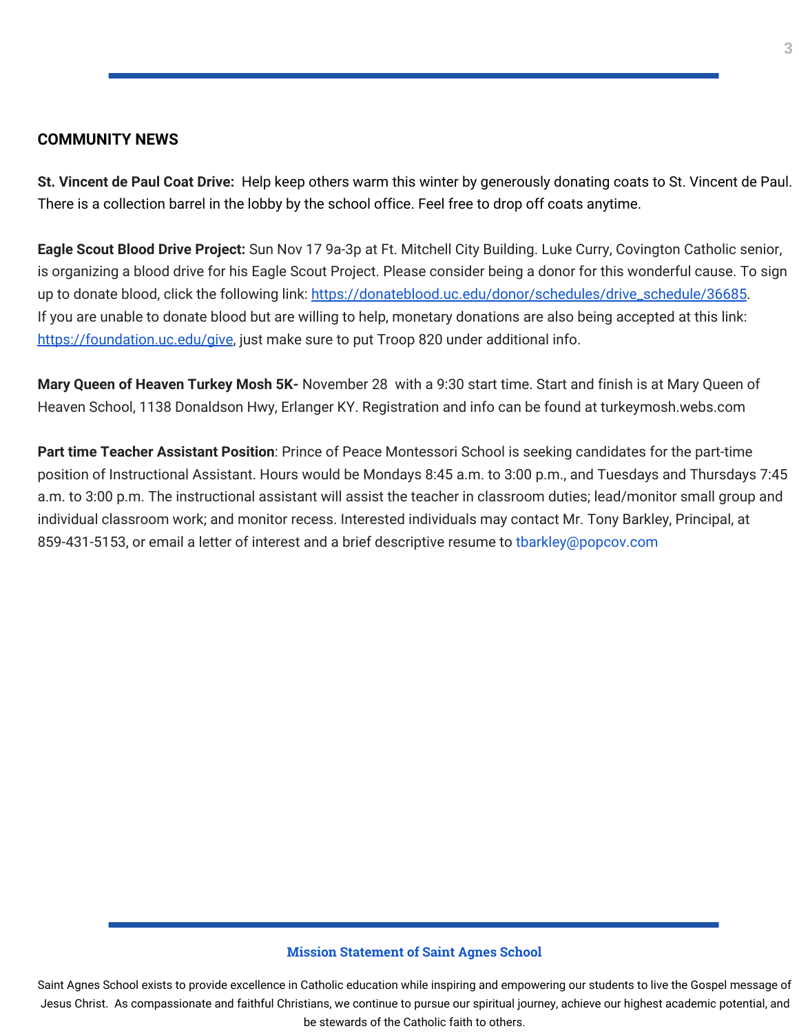## COMMUNITY NEWS

**St. Vincent de Paul Coat Drive:** Help keep others warm this winter by generously donating coats to St. Vincent de Paul. There is a collection barrel in the lobby by the school office. Feel free to drop off coats anytime.

**Eagle Scout Blood Drive Project:** Sun Nov 17 9a-3p at Ft. Mitchell City Building. Luke Curry, Covington Catholic senior, is organizing a blood drive for his Eagle Scout Project. Please consider being a donor for this wonderful cause. To sign up to donate blood, click the following link: https://donateblood.uc.edu/donor/schedules/drive_schedule/36685. If you are unable to donate blood but are willing to help, monetary donations are also being accepted at this link: https://foundation.uc.edu/give, just make sure to put Troop 820 under additional info.

**Mary Queen of Heaven Turkey Mosh 5K-** November 28 with a 9:30 start time. Start and finish is at Mary Queen of Heaven School, 1138 Donaldson Hwy, Erlanger KY. Registration and info can be found at turkeymosh.webs.com

**Part time Teacher Assistant Position**: Prince of Peace Montessori School is seeking candidates for the part-time position of Instructional Assistant. Hours would be Mondays 8:45 a.m. to 3:00 p.m., and Tuesdays and Thursdays 7:45 a.m. to 3:00 p.m. The instructional assistant will assist the teacher in classroom duties; lead/monitor small group and individual classroom work; and monitor recess. Interested individuals may contact Mr. Tony Barkley, Principal, at 859-431-5153, or email a letter of interest and a brief descriptive resume to tbarkley@popcov.com

**Mission Statement of Saint Agnes School**

Saint Agnes School exists to provide excellence in Catholic education while inspiring and empowering our students to live the Gospel message of Jesus Christ. As compassionate and faithful Christians, we continue to pursue our spiritual journey, achieve our highest academic potential, and be stewards of the Catholic faith to others.